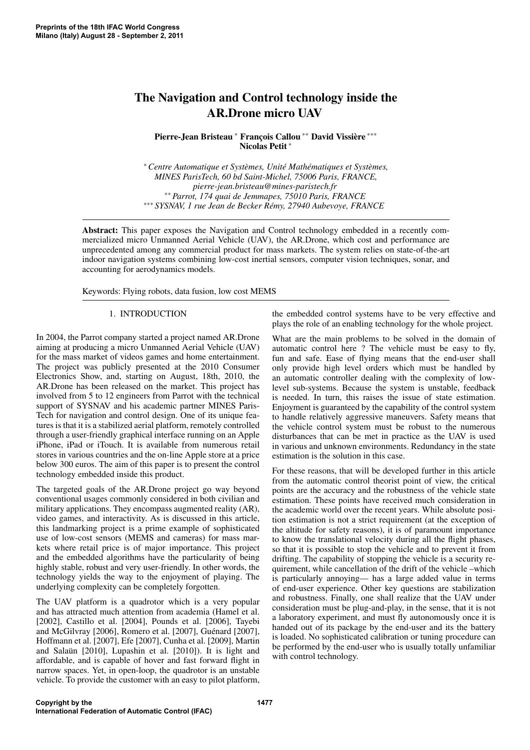# The Navigation and Control technology inside the AR.Drone micro UAV

**Pierre-Jean Bristeau** [*] **François Callou** [**] **David Vissière** [***] **Nicolas Petit** [*]

[*] *Centre Automatique et Systèmes, Unité Mathématiques et Systèmes, MINES ParisTech, 60 bd Saint-Michel, 75006 Paris, FRANCE, pierre-jean.bristeau@mines-paristech.fr*
[**] *Parrot, 174 quai de Jemmapes, 75010 Paris, FRANCE*
[***] *SYSNAV, 1 rue Jean de Becker Rémy, 27940 Aubevoye, FRANCE*

**Abstract:** This paper exposes the Navigation and Control technology embedded in a recently commercialized micro Unmanned Aerial Vehicle (UAV), the AR.Drone, which cost and performance are unprecedented among any commercial product for mass markets. The system relies on state-of-the-art indoor navigation systems combining low-cost inertial sensors, computer vision techniques, sonar, and accounting for aerodynamics models.

Keywords: Flying robots, data fusion, low cost MEMS

## 1. INTRODUCTION

In 2004, the Parrot company started a project named AR.Drone aiming at producing a micro Unmanned Aerial Vehicle (UAV) for the mass market of videos games and home entertainment. The project was publicly presented at the 2010 Consumer Electronics Show, and, starting on August, 18th, 2010, the AR.Drone has been released on the market. This project has involved from 5 to 12 engineers from Parrot with the technical support of SYSNAV and his academic partner MINES ParisTech for navigation and control design. One of its unique features is that it is a stabilized aerial platform, remotely controlled through a user-friendly graphical interface running on an Apple iPhone, iPad or iTouch. It is available from numerous retail stores in various countries and the on-line Apple store at a price below 300 euros. The aim of this paper is to present the control technology embedded inside this product.

The targeted goals of the AR.Drone project go way beyond conventional usages commonly considered in both civilian and military applications. They encompass augmented reality (AR), video games, and interactivity. As is discussed in this article, this landmarking project is a prime example of sophisticated use of low-cost sensors (MEMS and cameras) for mass markets where retail price is of major importance. This project and the embedded algorithms have the particularity of being highly stable, robust and very user-friendly. In other words, the technology yields the way to the enjoyment of playing. The underlying complexity can be completely forgotten.

The UAV platform is a quadrotor which is a very popular and has attracted much attention from academia (Hamel et al. [2002], Castillo et al. [2004], Pounds et al. [2006], Tayebi and McGilvray [2006], Romero et al. [2007], Guénard [2007], Hoffmann et al. [2007], Efe [2007], Cunha et al. [2009], Martin and Salaün [2010], Lupashin et al. [2010]). It is light and affordable, and is capable of hover and fast forward flight in narrow spaces. Yet, in open-loop, the quadrotor is an unstable vehicle. To provide the customer with an easy to pilot platform, the embedded control systems have to be very effective and plays the role of an enabling technology for the whole project.

What are the main problems to be solved in the domain of automatic control here ? The vehicle must be easy to fly, fun and safe. Ease of flying means that the end-user shall only provide high level orders which must be handled by an automatic controller dealing with the complexity of low-level sub-systems. Because the system is unstable, feedback is needed. In turn, this raises the issue of state estimation. Enjoyment is guaranteed by the capability of the control system to handle relatively aggressive maneuvers. Safety means that the vehicle control system must be robust to the numerous disturbances that can be met in practice as the UAV is used in various and unknown environments. Redundancy in the state estimation is the solution in this case.

For these reasons, that will be developed further in this article from the automatic control theorist point of view, the critical points are the accuracy and the robustness of the vehicle state estimation. These points have received much consideration in the academic world over the recent years. While absolute position estimation is not a strict requirement (at the exception of the altitude for safety reasons), it is of paramount importance to know the translational velocity during all the flight phases, so that it is possible to stop the vehicle and to prevent it from drifting. The capability of stopping the vehicle is a security requirement, while cancellation of the drift of the vehicle –which is particularly annoying— has a large added value in terms of end-user experience. Other key questions are stabilization and robustness. Finally, one shall realize that the UAV under consideration must be plug-and-play, in the sense, that it is not a laboratory experiment, and must fly autonomously once it is handed out of its package by the end-user and its the battery is loaded. No sophisticated calibration or tuning procedure can be performed by the end-user who is usually totally unfamiliar with control technology.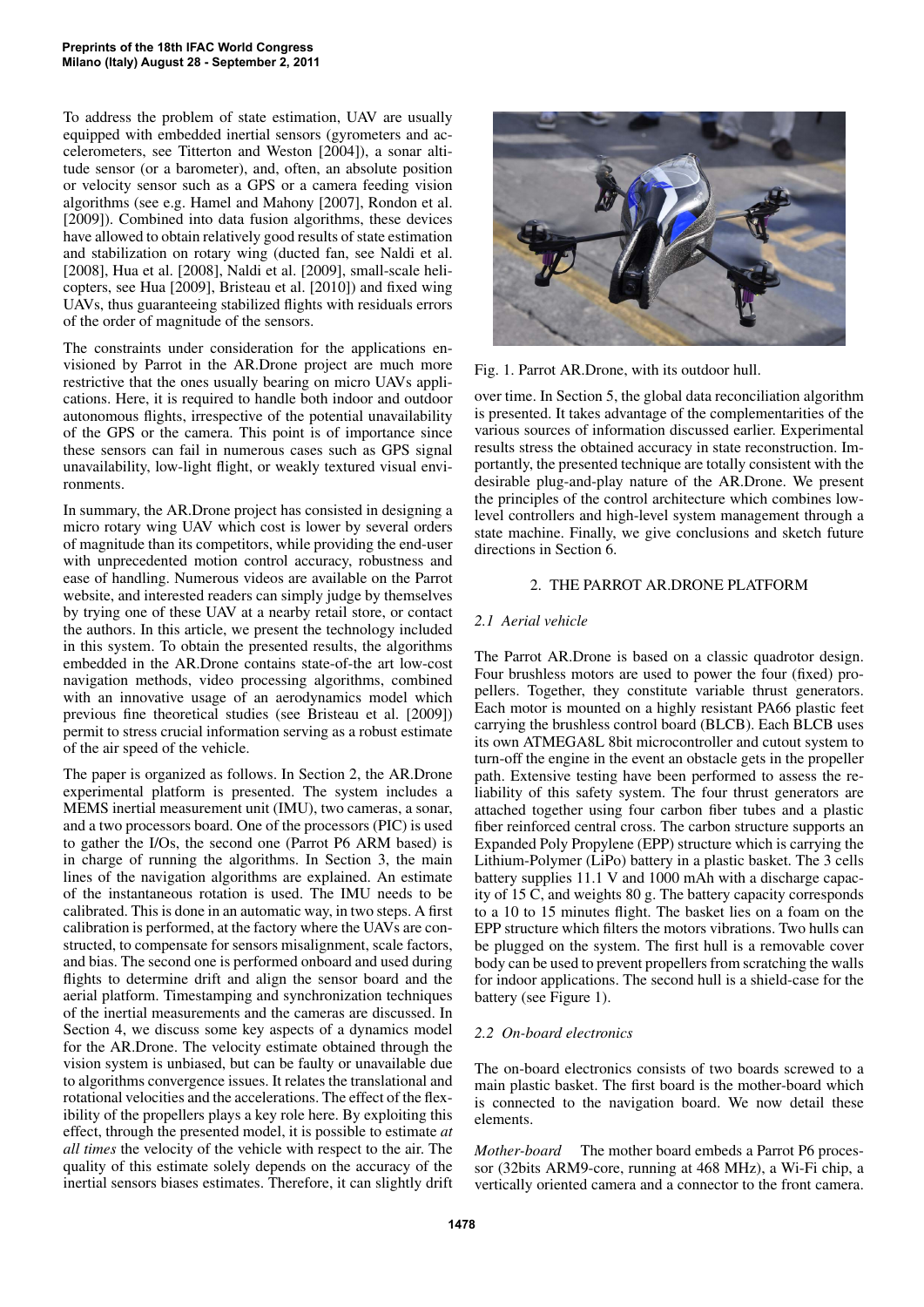To address the problem of state estimation, UAV are usually equipped with embedded inertial sensors (gyrometers and accelerometers, see Titterton and Weston [2004]), a sonar altitude sensor (or a barometer), and, often, an absolute position or velocity sensor such as a GPS or a camera feeding vision algorithms (see e.g. Hamel and Mahony [2007], Rondon et al. [2009]). Combined into data fusion algorithms, these devices have allowed to obtain relatively good results of state estimation and stabilization on rotary wing (ducted fan, see Naldi et al. [2008], Hua et al. [2008], Naldi et al. [2009], small-scale helicopters, see Hua [2009], Bristeau et al. [2010]) and fixed wing UAVs, thus guaranteeing stabilized flights with residuals errors of the order of magnitude of the sensors.

The constraints under consideration for the applications envisioned by Parrot in the AR.Drone project are much more restrictive that the ones usually bearing on micro UAVs applications. Here, it is required to handle both indoor and outdoor autonomous flights, irrespective of the potential unavailability of the GPS or the camera. This point is of importance since these sensors can fail in numerous cases such as GPS signal unavailability, low-light flight, or weakly textured visual environments.

In summary, the AR.Drone project has consisted in designing a micro rotary wing UAV which cost is lower by several orders of magnitude than its competitors, while providing the end-user with unprecedented motion control accuracy, robustness and ease of handling. Numerous videos are available on the Parrot website, and interested readers can simply judge by themselves by trying one of these UAV at a nearby retail store, or contact the authors. In this article, we present the technology included in this system. To obtain the presented results, the algorithms embedded in the AR.Drone contains state-of-the art low-cost navigation methods, video processing algorithms, combined with an innovative usage of an aerodynamics model which previous fine theoretical studies (see Bristeau et al. [2009]) permit to stress crucial information serving as a robust estimate of the air speed of the vehicle.

The paper is organized as follows. In Section 2, the AR.Drone experimental platform is presented. The system includes a MEMS inertial measurement unit (IMU), two cameras, a sonar, and a two processors board. One of the processors (PIC) is used to gather the I/Os, the second one (Parrot P6 ARM based) is in charge of running the algorithms. In Section 3, the main lines of the navigation algorithms are explained. An estimate of the instantaneous rotation is used. The IMU needs to be calibrated. This is done in an automatic way, in two steps. A first calibration is performed, at the factory where the UAVs are constructed, to compensate for sensors misalignment, scale factors, and bias. The second one is performed onboard and used during flights to determine drift and align the sensor board and the aerial platform. Timestamping and synchronization techniques of the inertial measurements and the cameras are discussed. In Section 4, we discuss some key aspects of a dynamics model for the AR.Drone. The velocity estimate obtained through the vision system is unbiased, but can be faulty or unavailable due to algorithms convergence issues. It relates the translational and rotational velocities and the accelerations. The effect of the flexibility of the propellers plays a key role here. By exploiting this effect, through the presented model, it is possible to estimate *at all times* the velocity of the vehicle with respect to the air. The quality of this estimate solely depends on the accuracy of the inertial sensors biases estimates. Therefore, it can slightly drift over time. In Section 5, the global data reconciliation algorithm is presented. It takes advantage of the complementarities of the various sources of information discussed earlier. Experimental results stress the obtained accuracy in state reconstruction. Importantly, the presented technique are totally consistent with the desirable plug-and-play nature of the AR.Drone. We present the principles of the control architecture which combines low-level controllers and high-level system management through a state machine. Finally, we give conclusions and sketch future directions in Section 6.

Fig. 1. Parrot AR.Drone, with its outdoor hull.

## 2. THE PARROT AR.DRONE PLATFORM

### 2.1 Aerial vehicle

The Parrot AR.Drone is based on a classic quadrotor design. Four brushless motors are used to power the four (fixed) propellers. Together, they constitute variable thrust generators. Each motor is mounted on a highly resistant PA66 plastic feet carrying the brushless control board (BLCB). Each BLCB uses its own ATMEGA8L 8bit microcontroller and cutout system to turn-off the engine in the event an obstacle gets in the propeller path. Extensive testing have been performed to assess the reliability of this safety system. The four thrust generators are attached together using four carbon fiber tubes and a plastic fiber reinforced central cross. The carbon structure supports an Expanded Poly Propylene (EPP) structure which is carrying the Lithium-Polymer (LiPo) battery in a plastic basket. The 3 cells battery supplies 11.1 V and 1000 mAh with a discharge capacity of 15 C, and weights 80 g. The battery capacity corresponds to a 10 to 15 minutes flight. The basket lies on a foam on the EPP structure which filters the motors vibrations. Two hulls can be plugged on the system. The first hull is a removable cover body can be used to prevent propellers from scratching the walls for indoor applications. The second hull is a shield-case for the battery (see Figure 1).

### 2.2 On-board electronics

The on-board electronics consists of two boards screwed to a main plastic basket. The first board is the mother-board which is connected to the navigation board. We now detail these elements.

*Mother-board* The mother board embeds a Parrot P6 processor (32bits ARM9-core, running at 468 MHz), a Wi-Fi chip, a vertically oriented camera and a connector to the front camera.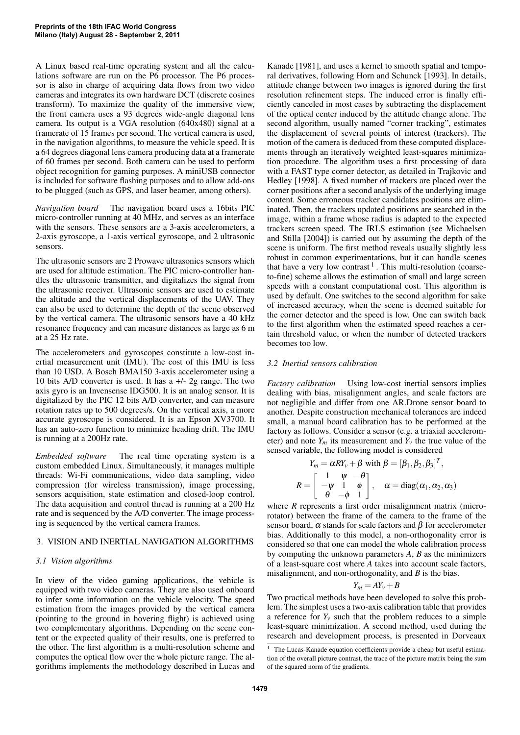A Linux based real-time operating system and all the calculations software are run on the P6 processor. The P6 processor is also in charge of acquiring data flows from two video cameras and integrates its own hardware DCT (discrete cosines transform). To maximize the quality of the immersive view, the front camera uses a 93 degrees wide-angle diagonal lens camera. Its output is a VGA resolution (640x480) signal at a framerate of 15 frames per second. The vertical camera is used, in the navigation algorithms, to measure the vehicle speed. It is a 64 degrees diagonal lens camera producing data at a framerate of 60 frames per second. Both camera can be used to perform object recognition for gaming purposes. A miniUSB connector is included for software flashing purposes and to allow add-ons to be plugged (such as GPS, and laser beamer, among others).

*Navigation board* The navigation board uses a 16bits PIC micro-controller running at 40 MHz, and serves as an interface with the sensors. These sensors are a 3-axis accelerometers, a 2-axis gyroscope, a 1-axis vertical gyroscope, and 2 ultrasonic sensors.

The ultrasonic sensors are 2 Prowave ultrasonics sensors which are used for altitude estimation. The PIC micro-controller handles the ultrasonic transmitter, and digitalizes the signal from the ultrasonic receiver. Ultrasonic sensors are used to estimate the altitude and the vertical displacements of the UAV. They can also be used to determine the depth of the scene observed by the vertical camera. The ultrasonic sensors have a 40 kHz resonance frequency and can measure distances as large as 6 m at a 25 Hz rate.

The accelerometers and gyroscopes constitute a low-cost inertial measurement unit (IMU). The cost of this IMU is less than 10 USD. A Bosch BMA150 3-axis accelerometer using a 10 bits A/D converter is used. It has a +/- 2g range. The two axis gyro is an Invensense IDG500. It is an analog sensor. It is digitalized by the PIC 12 bits A/D converter, and can measure rotation rates up to 500 degrees/s. On the vertical axis, a more accurate gyroscope is considered. It is an Epson XV3700. It has an auto-zero function to minimize heading drift. The IMU is running at a 200Hz rate.

*Embedded software* The real time operating system is a custom embedded Linux. Simultaneously, it manages multiple threads: Wi-Fi communications, video data sampling, video compression (for wireless transmission), image processing, sensors acquisition, state estimation and closed-loop control. The data acquisition and control thread is running at a 200 Hz rate and is sequenced by the A/D converter. The image processing is sequenced by the vertical camera frames.

## 3. VISION AND INERTIAL NAVIGATION ALGORITHMS

### 3.1 Vision algorithms

In view of the video gaming applications, the vehicle is equipped with two video cameras. They are also used onboard to infer some information on the vehicle velocity. The speed estimation from the images provided by the vertical camera (pointing to the ground in hovering flight) is achieved using two complementary algorithms. Depending on the scene content or the expected quality of their results, one is preferred to the other. The first algorithm is a multi-resolution scheme and computes the optical flow over the whole picture range. The algorithms implements the methodology described in Lucas and Kanade [1981], and uses a kernel to smooth spatial and temporal derivatives, following Horn and Schunck [1993]. In details, attitude change between two images is ignored during the first resolution refinement steps. The induced error is finally efficiently canceled in most cases by subtracting the displacement of the optical center induced by the attitude change alone. The second algorithm, usually named "corner tracking", estimates the displacement of several points of interest (trackers). The motion of the camera is deduced from these computed displacements through an iteratively weighted least-squares minimization procedure. The algorithm uses a first processing of data with a FAST type corner detector, as detailed in Trajkovic and Hedley [1998]. A fixed number of trackers are placed over the corner positions after a second analysis of the underlying image content. Some erroneous tracker candidates positions are eliminated. Then, the trackers updated positions are searched in the image, within a frame whose radius is adapted to the expected trackers screen speed. The IRLS estimation (see Michaelsen and Stilla [2004]) is carried out by assuming the depth of the scene is uniform. The first method reveals usually slightly less robust in common experimentations, but it can handle scenes that have a very low contrast [1]. This multi-resolution (coarse-to-fine) scheme allows the estimation of small and large screen speeds with a constant computational cost. This algorithm is used by default. One switches to the second algorithm for sake of increased accuracy, when the scene is deemed suitable for the corner detector and the speed is low. One can switch back to the first algorithm when the estimated speed reaches a certain threshold value, or when the number of detected trackers becomes too low.

### 3.2 Inertial sensors calibration

*Factory calibration* Using low-cost inertial sensors implies dealing with bias, misalignment angles, and scale factors are not negligible and differ from one AR.Drone sensor board to another. Despite construction mechanical tolerances are indeed small, a manual board calibration has to be performed at the factory as follows. Consider a sensor (e.g. a triaxial accelerometer) and note $Y_m$ its measurement and $Y_v$ the true value of the sensed variable, the following model is considered

$$Y_m = \alpha R Y_v + \beta \text{ with } \beta = [\beta_1, \beta_2, \beta_3]^T,$$

$$R = \begin{bmatrix} 1 & \psi & -\theta \\ -\psi & 1 & \phi \\ \theta & -\phi & 1 \end{bmatrix}, \quad \alpha = \text{diag}(\alpha_1, \alpha_2, \alpha_3)$$

where $R$ represents a first order misalignment matrix (micro-rotator) between the frame of the camera to the frame of the sensor board, $\alpha$ stands for scale factors and $\beta$ for accelerometer bias. Additionally to this model, a non-orthogonality error is considered so that one can model the whole calibration process by computing the unknown parameters $A$, $B$ as the minimizers of a least-square cost where $A$ takes into account scale factors, misalignment, and non-orthogonality, and $B$ is the bias.

$$Y_m = AY_v + B$$

Two practical methods have been developed to solve this problem. The simplest uses a two-axis calibration table that provides a reference for $Y_v$ such that the problem reduces to a simple least-square minimization. A second method, used during the research and development process, is presented in Dorveaux

[1] The Lucas-Kanade equation coefficients provide a cheap but useful estimation of the overall picture contrast, the trace of the picture matrix being the sum of the squared norm of the gradients.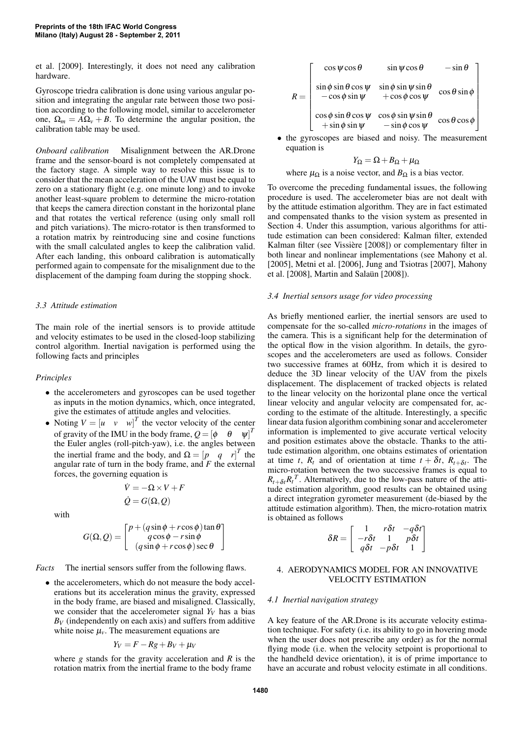et al. [2009]. Interestingly, it does not need any calibration hardware.

Gyroscope triedra calibration is done using various angular position and integrating the angular rate between those two position according to the following model, similar to accelerometer one, $\Omega_m = A\Omega_v + B$. To determine the angular position, the calibration table may be used.

*Onboard calibration* Misalignment between the AR.Drone frame and the sensor-board is not completely compensated at the factory stage. A simple way to resolve this issue is to consider that the mean acceleration of the UAV must be equal to zero on a stationary flight (e.g. one minute long) and to invoke another least-square problem to determine the micro-rotation that keeps the camera direction constant in the horizontal plane and that rotates the vertical reference (using only small roll and pitch variations). The micro-rotator is then transformed to a rotation matrix by reintroducing sine and cosine functions with the small calculated angles to keep the calibration valid. After each landing, this onboard calibration is automatically performed again to compensate for the misalignment due to the displacement of the damping foam during the stopping shock.

### 3.3 Attitude estimation

The main role of the inertial sensors is to provide attitude and velocity estimates to be used in the closed-loop stabilizing control algorithm. Inertial navigation is performed using the following facts and principles

*Principles*

- the accelerometers and gyroscopes can be used together as inputs in the motion dynamics, which, once integrated, give the estimates of attitude angles and velocities.
- Noting $V = [u \quad v \quad w]^T$ the vector velocity of the center of gravity of the IMU in the body frame, $Q = [\phi \quad \theta \quad \psi]^T$ the Euler angles (roll-pitch-yaw), i.e. the angles between the inertial frame and the body, and $\Omega = [p \quad q \quad r]^T$ the angular rate of turn in the body frame, and $F$ the external forces, the governing equation is

$$\dot{V} = -\Omega \times V + F$$
$$\dot{Q} = G(\Omega, Q)$$

with

$$G(\Omega, Q) = \begin{bmatrix} p + (q \sin\phi + r\cos\phi)\tan\theta \\ q\cos\phi - r\sin\phi \\ (q\sin\phi + r\cos\phi)\sec\theta \end{bmatrix}$$

*Facts* The inertial sensors suffer from the following flaws.

- the accelerometers, which do not measure the body accelerations but its acceleration minus the gravity, expressed in the body frame, are biased and misaligned. Classically, we consider that the accelerometer signal $Y_V$ has a bias $B_V$ (independently on each axis) and suffers from additive white noise $\mu_v$. The measurement equations are

$$Y_V = F - Rg + B_V + \mu_V$$

where $g$ stands for the gravity acceleration and $R$ is the rotation matrix from the inertial frame to the body frame

$$R = \begin{bmatrix} \cos\psi\cos\theta & \sin\psi\cos\theta & -\sin\theta \\ \sin\phi\sin\theta\cos\psi - \cos\phi\sin\psi & \sin\phi\sin\psi\sin\theta + \cos\phi\cos\psi & \cos\theta\sin\phi \\ \cos\phi\sin\theta\cos\psi + \sin\phi\sin\psi & \cos\phi\sin\psi\sin\theta - \sin\phi\cos\psi & \cos\theta\cos\phi \end{bmatrix}$$

- the gyroscopes are biased and noisy. The measurement equation is

$$Y_\Omega = \Omega + B_\Omega + \mu_\Omega$$

where $\mu_\Omega$ is a noise vector, and $B_\Omega$ is a bias vector.

To overcome the preceding fundamental issues, the following procedure is used. The accelerometer bias are not dealt with by the attitude estimation algorithm. They are in fact estimated and compensated thanks to the vision system as presented in Section 4. Under this assumption, various algorithms for attitude estimation can been considered: Kalman filter, extended Kalman filter (see Vissière [2008]) or complementary filter in both linear and nonlinear implementations (see Mahony et al. [2005], Metni et al. [2006], Jung and Tsiotras [2007], Mahony et al. [2008], Martin and Salaün [2008]).

### 3.4 Inertial sensors usage for video processing

As briefly mentioned earlier, the inertial sensors are used to compensate for the so-called *micro-rotations* in the images of the camera. This is a significant help for the determination of the optical flow in the vision algorithm. In details, the gyroscopes and the accelerometers are used as follows. Consider two successive frames at 60Hz, from which it is desired to deduce the 3D linear velocity of the UAV from the pixels displacement. The displacement of tracked objects is related to the linear velocity on the horizontal plane once the vertical linear velocity and angular velocity are compensated for, according to the estimate of the altitude. Interestingly, a specific linear data fusion algorithm combining sonar and accelerometer information is implemented to give accurate vertical velocity and position estimates above the obstacle. Thanks to the attitude estimation algorithm, one obtains estimates of orientation at time $t$, $R_t$ and of orientation at time $t + \delta t$, $R_{t+\delta t}$. The micro-rotation between the two successive frames is equal to $R_{t+\delta t}R_t^T$. Alternatively, due to the low-pass nature of the attitude estimation algorithm, good results can be obtained using a direct integration gyrometer measurement (de-biased by the attitude estimation algorithm). Then, the micro-rotation matrix is obtained as follows

$$\delta R = \begin{bmatrix} 1 & r\delta t & -q\delta t \\ -r\delta t & 1 & p\delta t \\ q\delta t & -p\delta t & 1 \end{bmatrix}$$

## 4. AERODYNAMICS MODEL FOR AN INNOVATIVE VELOCITY ESTIMATION

### 4.1 Inertial navigation strategy

A key feature of the AR.Drone is its accurate velocity estimation technique. For safety (i.e. its ability to go in hovering mode when the user does not prescribe any order) as for the normal flying mode (i.e. when the velocity setpoint is proportional to the handheld device orientation), it is of prime importance to have an accurate and robust velocity estimate in all conditions.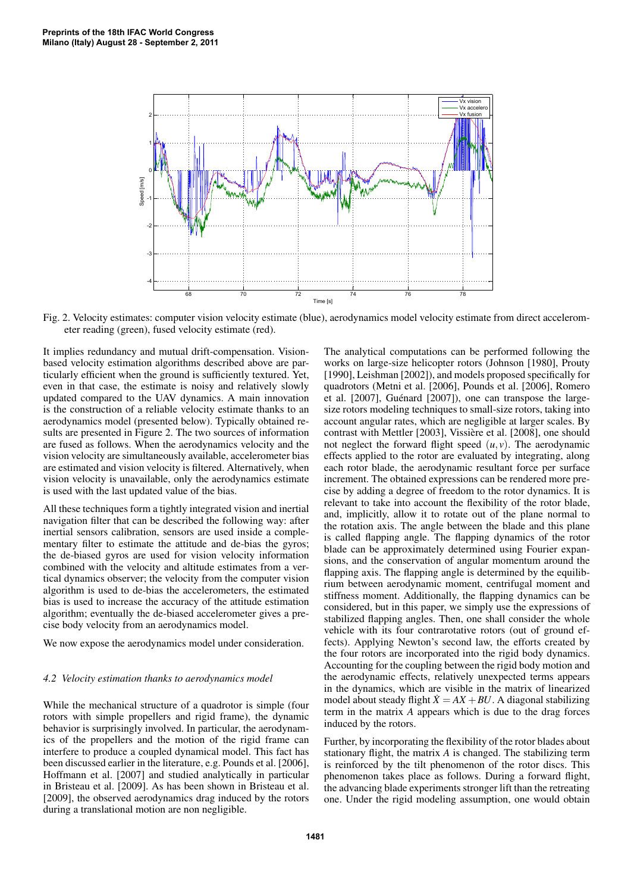Vx vision
Vx accelero
Vx fusion

Speed [m/s]

2
1
0
-1
-2
-3
-4

68
70
72
74
76
78

Time [s]

Fig. 2. Velocity estimates: computer vision velocity estimate (blue), aerodynamics model velocity estimate from direct accelerometer reading (green), fused velocity estimate (red).

It implies redundancy and mutual drift-compensation. Vision-based velocity estimation algorithms described above are particularly efficient when the ground is sufficiently textured. Yet, even in that case, the estimate is noisy and relatively slowly updated compared to the UAV dynamics. A main innovation is the construction of a reliable velocity estimate thanks to an aerodynamics model (presented below). Typically obtained results are presented in Figure 2. The two sources of information are fused as follows. When the aerodynamics velocity and the vision velocity are simultaneously available, accelerometer bias are estimated and vision velocity is filtered. Alternatively, when vision velocity is unavailable, only the aerodynamics estimate is used with the last updated value of the bias.

All these techniques form a tightly integrated vision and inertial navigation filter that can be described the following way: after inertial sensors calibration, sensors are used inside a complementary filter to estimate the attitude and de-bias the gyros; the de-biased gyros are used for vision velocity information combined with the velocity and altitude estimates from a vertical dynamics observer; the velocity from the computer vision algorithm is used to de-bias the accelerometers, the estimated bias is used to increase the accuracy of the attitude estimation algorithm; eventually the de-biased accelerometer gives a precise body velocity from an aerodynamics model.

We now expose the aerodynamics model under consideration.

### *4.2 Velocity estimation thanks to aerodynamics model*

While the mechanical structure of a quadrotor is simple (four rotors with simple propellers and rigid frame), the dynamic behavior is surprisingly involved. In particular, the aerodynamics of the propellers and the motion of the rigid frame can interfere to produce a coupled dynamical model. This fact has been discussed earlier in the literature, e.g. Pounds et al. [2006], Hoffmann et al. [2007] and studied analytically in particular in Bristeau et al. [2009]. As has been shown in Bristeau et al. [2009], the observed aerodynamics drag induced by the rotors during a translational motion are non negligible.

The analytical computations can be performed following the works on large-size helicopter rotors (Johnson [1980], Prouty [1990], Leishman [2002]), and models proposed specifically for quadrotors (Metni et al. [2006], Pounds et al. [2006], Romero et al. [2007], Guénard [2007]), one can transpose the large-size rotors modeling techniques to small-size rotors, taking into account angular rates, which are negligible at larger scales. By contrast with Mettler [2003], Vissière et al. [2008], one should not neglect the forward flight speed $(u, v)$. The aerodynamic effects applied to the rotor are evaluated by integrating, along each rotor blade, the aerodynamic resultant force per surface increment. The obtained expressions can be rendered more precise by adding a degree of freedom to the rotor dynamics. It is relevant to take into account the flexibility of the rotor blade, and, implicitly, allow it to rotate out of the plane normal to the rotation axis. The angle between the blade and this plane is called flapping angle. The flapping dynamics of the rotor blade can be approximately determined using Fourier expansions, and the conservation of angular momentum around the flapping axis. The flapping angle is determined by the equilibrium between aerodynamic moment, centrifugal moment and stiffness moment. Additionally, the flapping dynamics can be considered, but in this paper, we simply use the expressions of stabilized flapping angles. Then, one shall consider the whole vehicle with its four contrarotative rotors (out of ground effects). Applying Newton's second law, the efforts created by the four rotors are incorporated into the rigid body dynamics. Accounting for the coupling between the rigid body motion and the aerodynamic effects, relatively unexpected terms appears in the dynamics, which are visible in the matrix of linearized model about steady flight $\dot{X} = AX + BU$. A diagonal stabilizing term in the matrix $A$ appears which is due to the drag forces induced by the rotors.

Further, by incorporating the flexibility of the rotor blades about stationary flight, the matrix $A$ is changed. The stabilizing term is reinforced by the tilt phenomenon of the rotor discs. This phenomenon takes place as follows. During a forward flight, the advancing blade experiments stronger lift than the retreating one. Under the rigid modeling assumption, one would obtain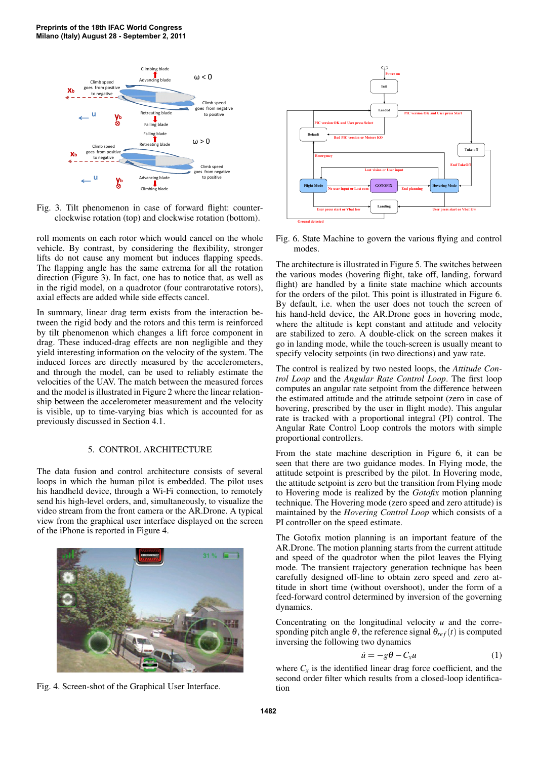Climbing blade

Advancing blade

ω < 0

Climb speed goes from positive to negative

$x_b$

u

$y_b$

Retreating blade

Falling blade

Climb speed goes from negative to positive

Falling blade

Retreating blade

ω > 0

Climb speed goes from positive to negative

$x_b$

u

$y_b$

Advancing blade

Climbing blade

Climb speed goes from negative to positive

Fig. 3. Tilt phenomenon in case of forward flight: counter-clockwise rotation (top) and clockwise rotation (bottom).

roll moments on each rotor which would cancel on the whole vehicle. By contrast, by considering the flexibility, stronger lifts do not cause any moment but induces flapping speeds. The flapping angle has the same extrema for all the rotation direction (Figure 3). In fact, one has to notice that, as well as in the rigid model, on a quadrotor (four contrarotative rotors), axial effects are added while side effects cancel.

In summary, linear drag term exists from the interaction between the rigid body and the rotors and this term is reinforced by tilt phenomenon which changes a lift force component in drag. These induced-drag effects are non negligible and they yield interesting information on the velocity of the system. The induced forces are directly measured by the accelerometers, and through the model, can be used to reliably estimate the velocities of the UAV. The match between the measured forces and the model is illustrated in Figure 2 where the linear relationship between the accelerometer measurement and the velocity is visible, up to time-varying bias which is accounted for as previously discussed in Section 4.1.

## 5. CONTROL ARCHITECTURE

The data fusion and control architecture consists of several loops in which the human pilot is embedded. The pilot uses his handheld device, through a Wi-Fi connection, to remotely send his high-level orders, and, simultaneously, to visualize the video stream from the front camera or the AR.Drone. A typical view from the graphical user interface displayed on the screen of the iPhone is reported in Figure 4.

Fig. 4. Screen-shot of the Graphical User Interface.

Power on

Init

Landed

PIC version OK and User press Select

PIC version OK and User press Start

Default

Bad PIC version or Motors KO

Take-off

Emergency

End TakeOff

Lost vision or User input

Flight Mode

No user input or Lost com

GOTOFIX

End planning

Hovering Mode

Landing

User press start or Vbat low

User press start or Vbat low

Ground detected

Fig. 6. State Machine to govern the various flying and control modes.

The architecture is illustrated in Figure 5. The switches between the various modes (hovering flight, take off, landing, forward flight) are handled by a finite state machine which accounts for the orders of the pilot. This point is illustrated in Figure 6. By default, i.e. when the user does not touch the screen of his hand-held device, the AR.Drone goes in hovering mode, where the altitude is kept constant and attitude and velocity are stabilized to zero. A double-click on the screen makes it go in landing mode, while the touch-screen is usually meant to specify velocity setpoints (in two directions) and yaw rate.

The control is realized by two nested loops, the *Attitude Control Loop* and the *Angular Rate Control Loop*. The first loop computes an angular rate setpoint from the difference between the estimated attitude and the attitude setpoint (zero in case of hovering, prescribed by the user in flight mode). This angular rate is tracked with a proportional integral (PI) control. The Angular Rate Control Loop controls the motors with simple proportional controllers.

From the state machine description in Figure 6, it can be seen that there are two guidance modes. In Flying mode, the attitude setpoint is prescribed by the pilot. In Hovering mode, the attitude setpoint is zero but the transition from Flying mode to Hovering mode is realized by the *Gotofix* motion planning technique. The Hovering mode (zero speed and zero attitude) is maintained by the *Hovering Control Loop* which consists of a PI controller on the speed estimate.

The Gotofix motion planning is an important feature of the AR.Drone. The motion planning starts from the current attitude and speed of the quadrotor when the pilot leaves the Flying mode. The transient trajectory generation technique has been carefully designed off-line to obtain zero speed and zero attitude in short time (without overshoot), under the form of a feed-forward control determined by inversion of the governing dynamics.

Concentrating on the longitudinal velocity $u$ and the corresponding pitch angle $\theta$, the reference signal $\theta_{ref}(t)$ is computed inversing the following two dynamics

$$\dot{u} = -g\theta - C_x u \tag{1}$$

where $C_x$ is the identified linear drag force coefficient, and the second order filter which results from a closed-loop identification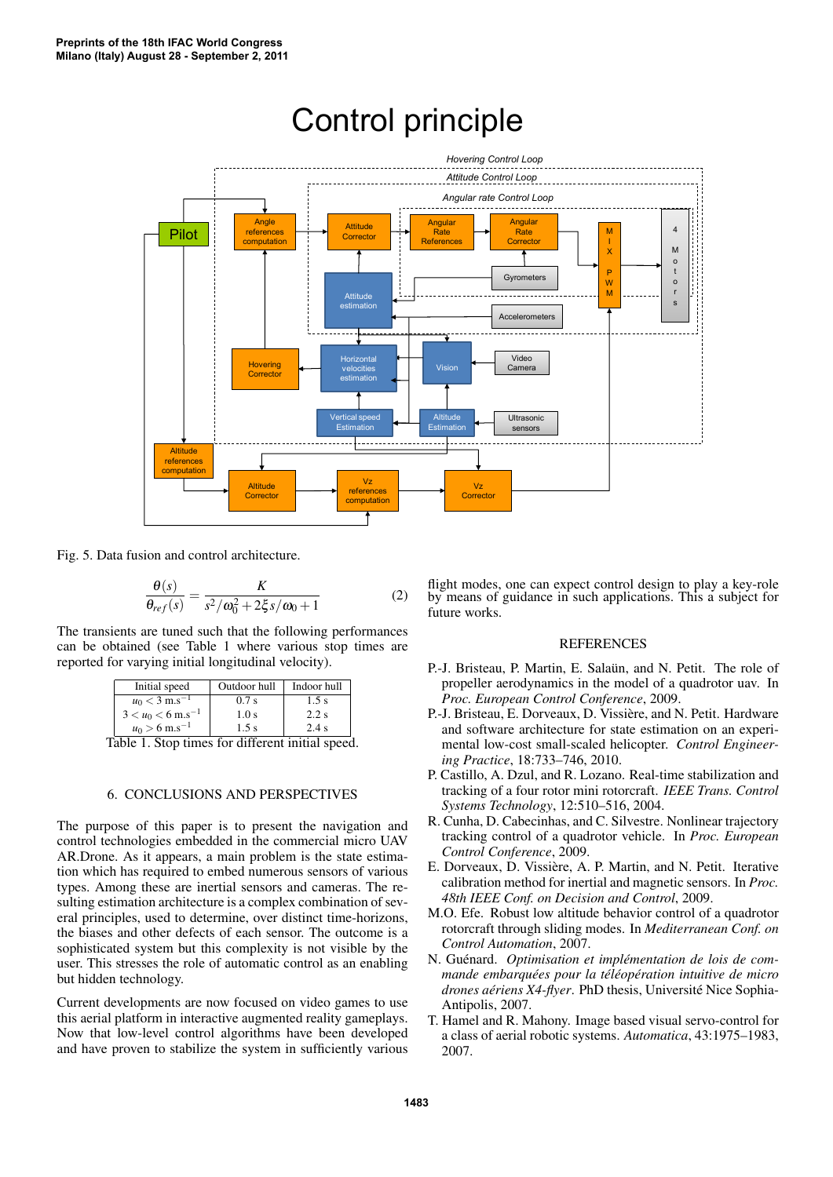Fig. 5. Data fusion and control architecture.

$$\frac{\theta(s)}{\theta_{ref}(s)} = \frac{K}{s^2/\omega_0^2 + 2\xi s/\omega_0 + 1} \tag{2}$$

The transients are tuned such that the following performances can be obtained (see Table 1 where various stop times are reported for varying initial longitudinal velocity).

| Initial speed | Outdoor hull | Indoor hull |
|---|---|---|
| $u_0 < 3$ m.s$^{-1}$ | 0.7 s | 1.5 s |
| $3 < u_0 < 6$ m.s$^{-1}$ | 1.0 s | 2.2 s |
| $u_0 > 6$ m.s$^{-1}$ | 1.5 s | 2.4 s |

Table 1. Stop times for different initial speed.

## 6. CONCLUSIONS AND PERSPECTIVES

The purpose of this paper is to present the navigation and control technologies embedded in the commercial micro UAV AR.Drone. As it appears, a main problem is the state estimation which has required to embed numerous sensors of various types. Among these are inertial sensors and cameras. The resulting estimation architecture is a complex combination of several principles, used to determine, over distinct time-horizons, the biases and other defects of each sensor. The outcome is a sophisticated system but this complexity is not visible by the user. This stresses the role of automatic control as an enabling but hidden technology.

Current developments are now focused on video games to use this aerial platform in interactive augmented reality gameplays. Now that low-level control algorithms have been developed and have proven to stabilize the system in sufficiently various flight modes, one can expect control design to play a key-role by means of guidance in such applications. This a subject for future works.

## REFERENCES

P.-J. Bristeau, P. Martin, E. Salaün, and N. Petit. The role of propeller aerodynamics in the model of a quadrotor uav. In *Proc. European Control Conference*, 2009.

P.-J. Bristeau, E. Dorveaux, D. Vissière, and N. Petit. Hardware and software architecture for state estimation on an experimental low-cost small-scaled helicopter. *Control Engineering Practice*, 18:733–746, 2010.

P. Castillo, A. Dzul, and R. Lozano. Real-time stabilization and tracking of a four rotor mini rotorcraft. *IEEE Trans. Control Systems Technology*, 12:510–516, 2004.

R. Cunha, D. Cabecinhas, and C. Silvestre. Nonlinear trajectory tracking control of a quadrotor vehicle. In *Proc. European Control Conference*, 2009.

E. Dorveaux, D. Vissière, A. P. Martin, and N. Petit. Iterative calibration method for inertial and magnetic sensors. In *Proc. 48th IEEE Conf. on Decision and Control*, 2009.

M.O. Efe. Robust low altitude behavior control of a quadrotor rotorcraft through sliding modes. In *Mediterranean Conf. on Control Automation*, 2007.

N. Guénard. *Optimisation et implémentation de lois de commande embarquées pour la téléopération intuitive de micro drones aériens X4-flyer*. PhD thesis, Université Nice Sophia-Antipolis, 2007.

T. Hamel and R. Mahony. Image based visual servo-control for a class of aerial robotic systems. *Automatica*, 43:1975–1983, 2007.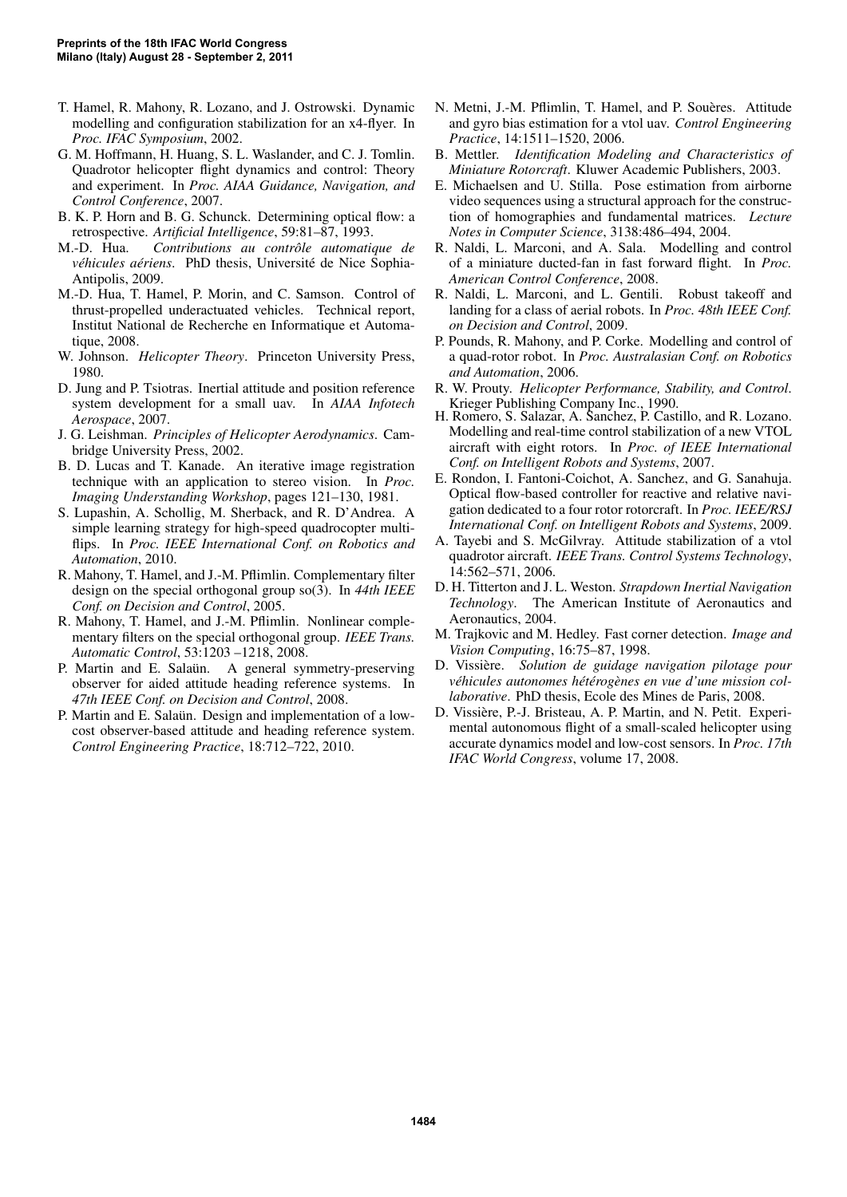T. Hamel, R. Mahony, R. Lozano, and J. Ostrowski. Dynamic modelling and configuration stabilization for an x4-flyer. In *Proc. IFAC Symposium*, 2002.

G. M. Hoffmann, H. Huang, S. L. Waslander, and C. J. Tomlin. Quadrotor helicopter flight dynamics and control: Theory and experiment. In *Proc. AIAA Guidance, Navigation, and Control Conference*, 2007.

B. K. P. Horn and B. G. Schunck. Determining optical flow: a retrospective. *Artificial Intelligence*, 59:81–87, 1993.

M.-D. Hua. *Contributions au contrôle automatique de véhicules aériens*. PhD thesis, Université de Nice Sophia-Antipolis, 2009.

M.-D. Hua, T. Hamel, P. Morin, and C. Samson. Control of thrust-propelled underactuated vehicles. Technical report, Institut National de Recherche en Informatique et Automatique, 2008.

W. Johnson. *Helicopter Theory*. Princeton University Press, 1980.

D. Jung and P. Tsiotras. Inertial attitude and position reference system development for a small uav. In *AIAA Infotech Aerospace*, 2007.

J. G. Leishman. *Principles of Helicopter Aerodynamics*. Cambridge University Press, 2002.

B. D. Lucas and T. Kanade. An iterative image registration technique with an application to stereo vision. In *Proc. Imaging Understanding Workshop*, pages 121–130, 1981.

S. Lupashin, A. Schollig, M. Sherback, and R. D'Andrea. A simple learning strategy for high-speed quadrocopter multi-flips. In *Proc. IEEE International Conf. on Robotics and Automation*, 2010.

R. Mahony, T. Hamel, and J.-M. Pflimlin. Complementary filter design on the special orthogonal group so(3). In *44th IEEE Conf. on Decision and Control*, 2005.

R. Mahony, T. Hamel, and J.-M. Pflimlin. Nonlinear complementary filters on the special orthogonal group. *IEEE Trans. Automatic Control*, 53:1203 –1218, 2008.

P. Martin and E. Salaün. A general symmetry-preserving observer for aided attitude heading reference systems. In *47th IEEE Conf. on Decision and Control*, 2008.

P. Martin and E. Salaün. Design and implementation of a low-cost observer-based attitude and heading reference system. *Control Engineering Practice*, 18:712–722, 2010.

N. Metni, J.-M. Pflimlin, T. Hamel, and P. Souères. Attitude and gyro bias estimation for a vtol uav. *Control Engineering Practice*, 14:1511–1520, 2006.

B. Mettler. *Identification Modeling and Characteristics of Miniature Rotorcraft*. Kluwer Academic Publishers, 2003.

E. Michaelsen and U. Stilla. Pose estimation from airborne video sequences using a structural approach for the construction of homographies and fundamental matrices. *Lecture Notes in Computer Science*, 3138:486–494, 2004.

R. Naldi, L. Marconi, and A. Sala. Modelling and control of a miniature ducted-fan in fast forward flight. In *Proc. American Control Conference*, 2008.

R. Naldi, L. Marconi, and L. Gentili. Robust takeoff and landing for a class of aerial robots. In *Proc. 48th IEEE Conf. on Decision and Control*, 2009.

P. Pounds, R. Mahony, and P. Corke. Modelling and control of a quad-rotor robot. In *Proc. Australasian Conf. on Robotics and Automation*, 2006.

R. W. Prouty. *Helicopter Performance, Stability, and Control*. Krieger Publishing Company Inc., 1990.

H. Romero, S. Salazar, A. Sanchez, P. Castillo, and R. Lozano. Modelling and real-time control stabilization of a new VTOL aircraft with eight rotors. In *Proc. of IEEE International Conf. on Intelligent Robots and Systems*, 2007.

E. Rondon, I. Fantoni-Coichot, A. Sanchez, and G. Sanahuja. Optical flow-based controller for reactive and relative navigation dedicated to a four rotor rotorcraft. In *Proc. IEEE/RSJ International Conf. on Intelligent Robots and Systems*, 2009.

A. Tayebi and S. McGilvray. Attitude stabilization of a vtol quadrotor aircraft. *IEEE Trans. Control Systems Technology*, 14:562–571, 2006.

D. H. Titterton and J. L. Weston. *Strapdown Inertial Navigation Technology*. The American Institute of Aeronautics and Aeronautics, 2004.

M. Trajkovic and M. Hedley. Fast corner detection. *Image and Vision Computing*, 16:75–87, 1998.

D. Vissière. *Solution de guidage navigation pilotage pour véhicules autonomes hétérogènes en vue d'une mission collaborative*. PhD thesis, Ecole des Mines de Paris, 2008.

D. Vissière, P.-J. Bristeau, A. P. Martin, and N. Petit. Experimental autonomous flight of a small-scaled helicopter using accurate dynamics model and low-cost sensors. In *Proc. 17th IFAC World Congress*, volume 17, 2008.